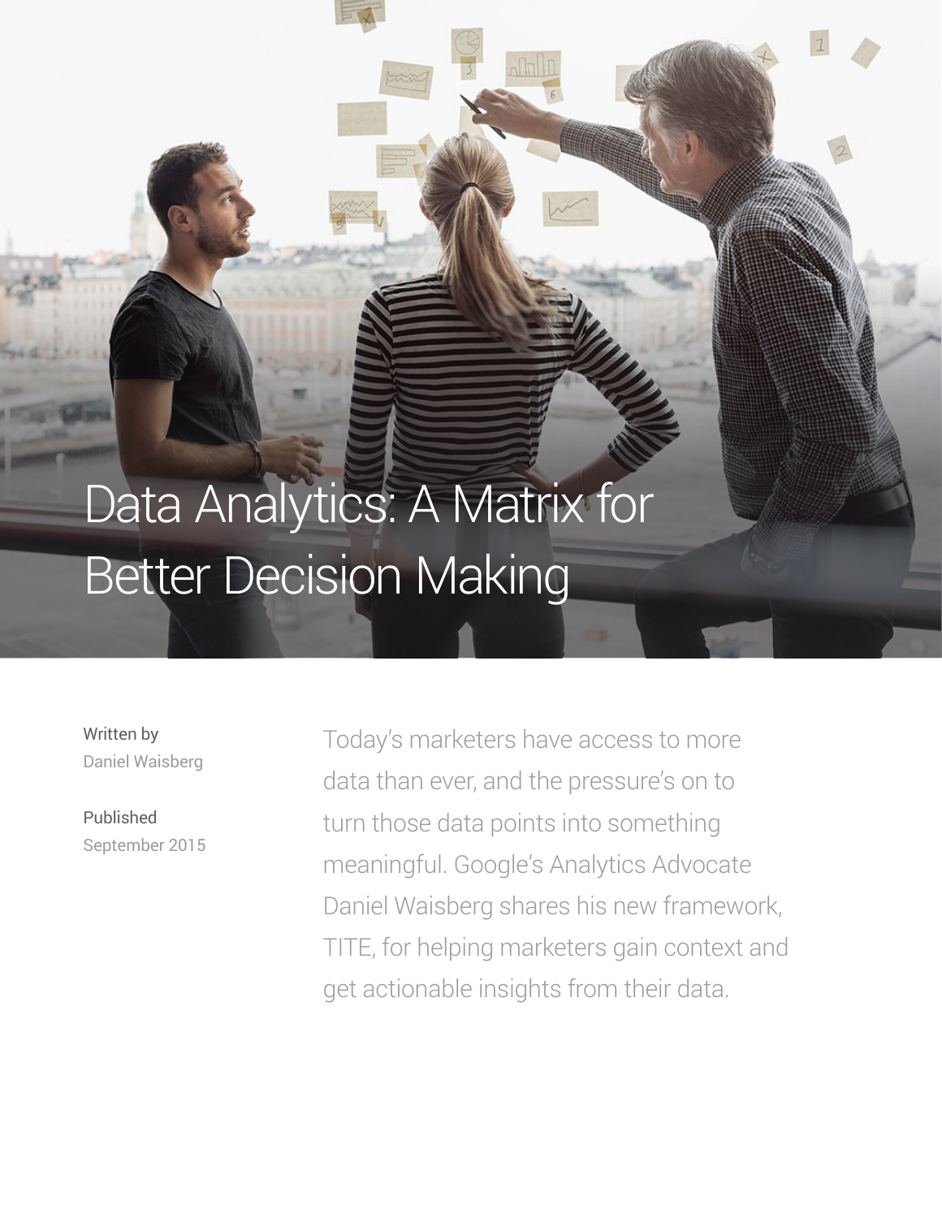# Data Analytics: A Matrix for Better Decision Making

Written by
Daniel Waisberg

Published
September 2015

Today's marketers have access to more data than ever, and the pressure's on to turn those data points into something meaningful. Google's Analytics Advocate Daniel Waisberg shares his new framework, TITE, for helping marketers gain context and get actionable insights from their data.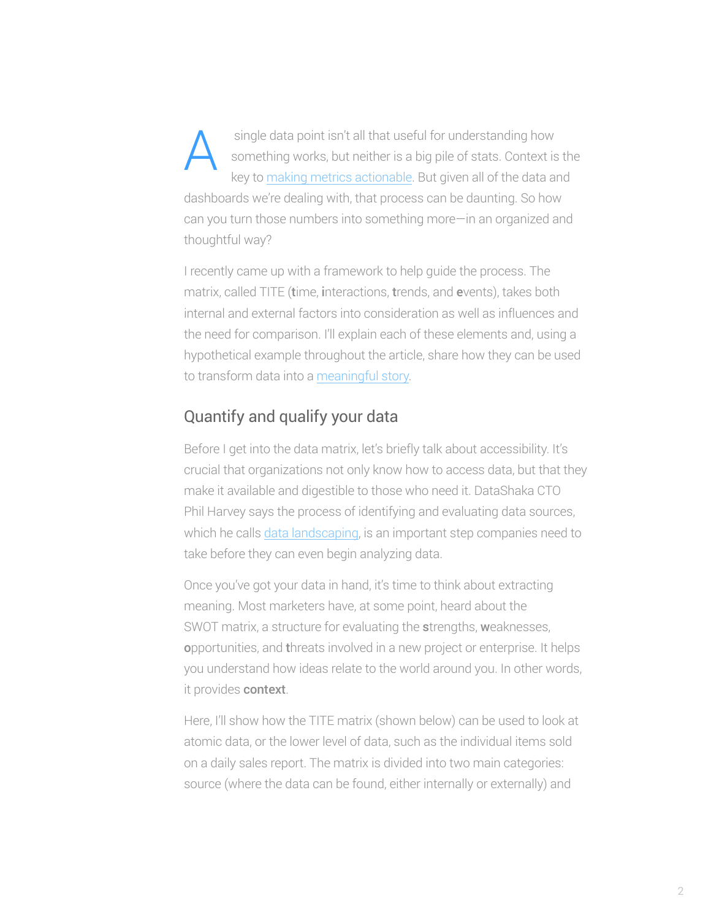A single data point isn't all that useful for understanding how something works, but neither is a big pile of stats. Context is the key to making metrics actionable. But given all of the data and dashboards we're dealing with, that process can be daunting. So how can you turn those numbers into something more—in an organized and thoughtful way?

I recently came up with a framework to help guide the process. The matrix, called TITE (**t**ime, **i**nteractions, **t**rends, and **e**vents), takes both internal and external factors into consideration as well as influences and the need for comparison. I'll explain each of these elements and, using a hypothetical example throughout the article, share how they can be used to transform data into a meaningful story.

## Quantify and qualify your data

Before I get into the data matrix, let's briefly talk about accessibility. It's crucial that organizations not only know how to access data, but that they make it available and digestible to those who need it. DataShaka CTO Phil Harvey says the process of identifying and evaluating data sources, which he calls data landscaping, is an important step companies need to take before they can even begin analyzing data.

Once you've got your data in hand, it's time to think about extracting meaning. Most marketers have, at some point, heard about the SWOT matrix, a structure for evaluating the **s**trengths, **w**eaknesses, **o**pportunities, and **t**hreats involved in a new project or enterprise. It helps you understand how ideas relate to the world around you. In other words, it provides **context**.

Here, I'll show how the TITE matrix (shown below) can be used to look at atomic data, or the lower level of data, such as the individual items sold on a daily sales report. The matrix is divided into two main categories: source (where the data can be found, either internally or externally) and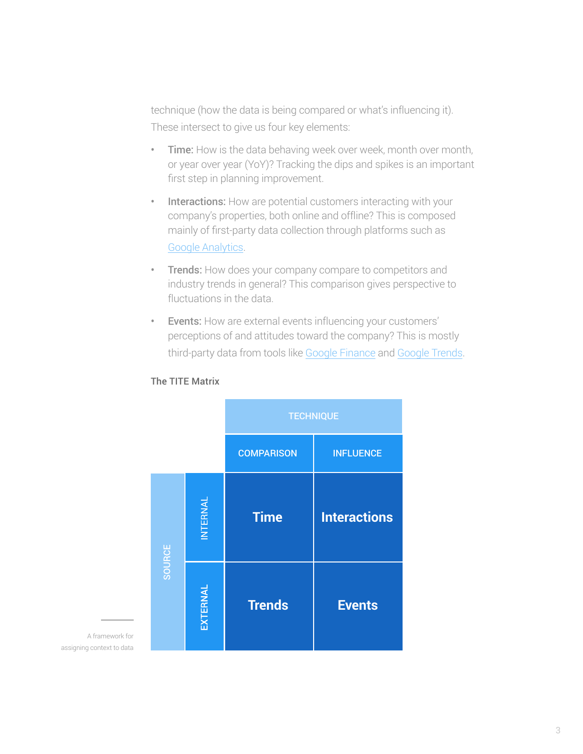technique (how the data is being compared or what's influencing it). These intersect to give us four key elements:

- **Time:** How is the data behaving week over week, month over month, or year over year (YoY)? Tracking the dips and spikes is an important first step in planning improvement.
- **Interactions:** How are potential customers interacting with your company's properties, both online and offline? This is composed mainly of first-party data collection through platforms such as Google Analytics.
- **Trends:** How does your company compare to competitors and industry trends in general? This comparison gives perspective to fluctuations in the data.
- **Events:** How are external events influencing your customers' perceptions of and attitudes toward the company? This is mostly third-party data from tools like Google Finance and Google Trends.

**The TITE Matrix**

| | | TECHNIQUE | |
|---|---|---|---|
| | | COMPARISON | INFLUENCE |
| SOURCE | INTERNAL | **Time** | **Interactions** |
| | EXTERNAL | **Trends** | **Events** |

A framework for assigning context to data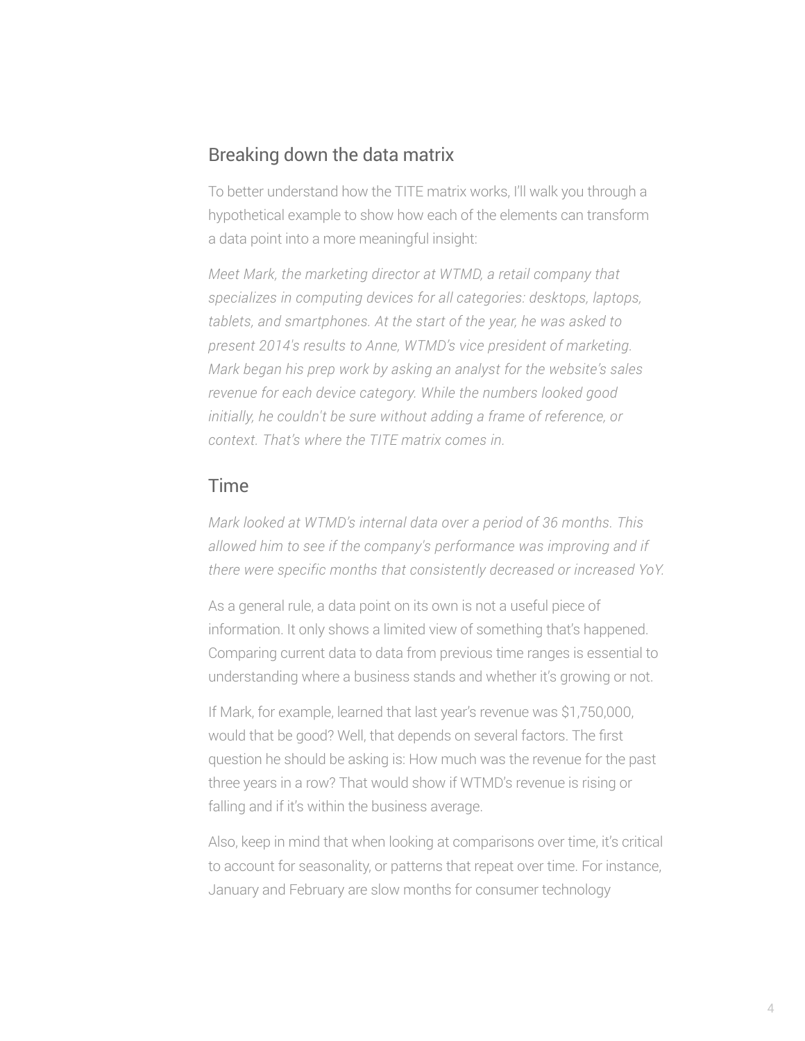## Breaking down the data matrix

To better understand how the TITE matrix works, I'll walk you through a hypothetical example to show how each of the elements can transform a data point into a more meaningful insight:

*Meet Mark, the marketing director at WTMD, a retail company that specializes in computing devices for all categories: desktops, laptops, tablets, and smartphones. At the start of the year, he was asked to present 2014's results to Anne, WTMD's vice president of marketing. Mark began his prep work by asking an analyst for the website's sales revenue for each device category. While the numbers looked good initially, he couldn't be sure without adding a frame of reference, or context. That's where the TITE matrix comes in.*

## Time

*Mark looked at WTMD's internal data over a period of 36 months. This allowed him to see if the company's performance was improving and if there were specific months that consistently decreased or increased YoY.*

As a general rule, a data point on its own is not a useful piece of information. It only shows a limited view of something that's happened. Comparing current data to data from previous time ranges is essential to understanding where a business stands and whether it's growing or not.

If Mark, for example, learned that last year's revenue was $1,750,000, would that be good? Well, that depends on several factors. The first question he should be asking is: How much was the revenue for the past three years in a row? That would show if WTMD's revenue is rising or falling and if it's within the business average.

Also, keep in mind that when looking at comparisons over time, it's critical to account for seasonality, or patterns that repeat over time. For instance, January and February are slow months for consumer technology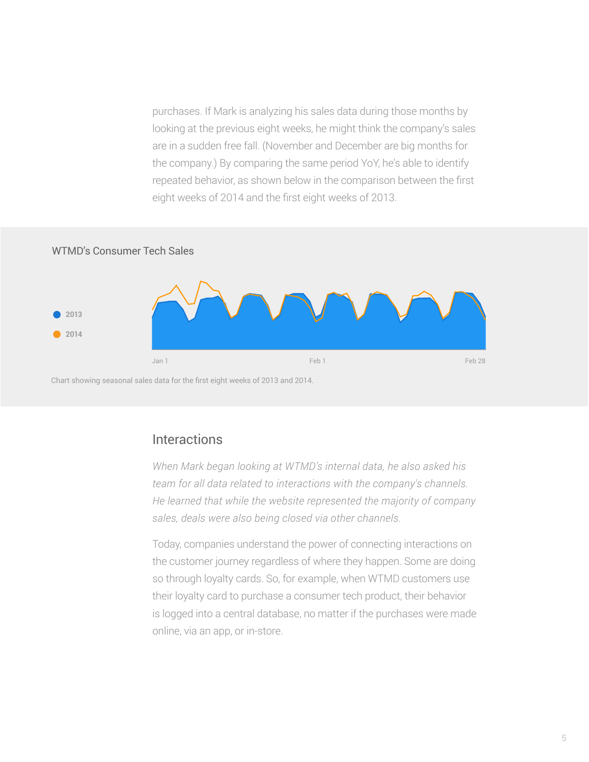purchases. If Mark is analyzing his sales data during those months by looking at the previous eight weeks, he might think the company's sales are in a sudden free fall. (November and December are big months for the company.) By comparing the same period YoY, he's able to identify repeated behavior, as shown below in the comparison between the first eight weeks of 2014 and the first eight weeks of 2013.

WTMD's Consumer Tech Sales

2013
2014

Jan 1 Feb 1 Feb 28

Chart showing seasonal sales data for the first eight weeks of 2013 and 2014.

## Interactions

*When Mark began looking at WTMD's internal data, he also asked his team for all data related to interactions with the company's channels. He learned that while the website represented the majority of company sales, deals were also being closed via other channels.*

Today, companies understand the power of connecting interactions on the customer journey regardless of where they happen. Some are doing so through loyalty cards. So, for example, when WTMD customers use their loyalty card to purchase a consumer tech product, their behavior is logged into a central database, no matter if the purchases were made online, via an app, or in-store.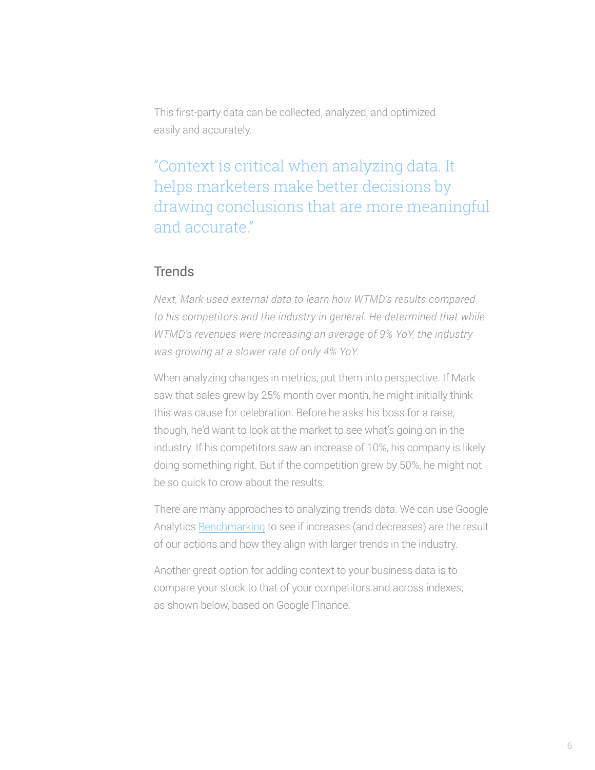This first-party data can be collected, analyzed, and optimized easily and accurately.

> "Context is critical when analyzing data. It helps marketers make better decisions by drawing conclusions that are more meaningful and accurate."

## Trends

*Next, Mark used external data to learn how WTMD's results compared to his competitors and the industry in general. He determined that while WTMD's revenues were increasing an average of 9% YoY, the industry was growing at a slower rate of only 4% YoY.*

When analyzing changes in metrics, put them into perspective. If Mark saw that sales grew by 25% month over month, he might initially think this was cause for celebration. Before he asks his boss for a raise, though, he'd want to look at the market to see what's going on in the industry. If his competitors saw an increase of 10%, his company is likely doing something right. But if the competition grew by 50%, he might not be so quick to crow about the results.

There are many approaches to analyzing trends data. We can use Google Analytics Benchmarking to see if increases (and decreases) are the result of our actions and how they align with larger trends in the industry.

Another great option for adding context to your business data is to compare your stock to that of your competitors and across indexes, as shown below, based on Google Finance.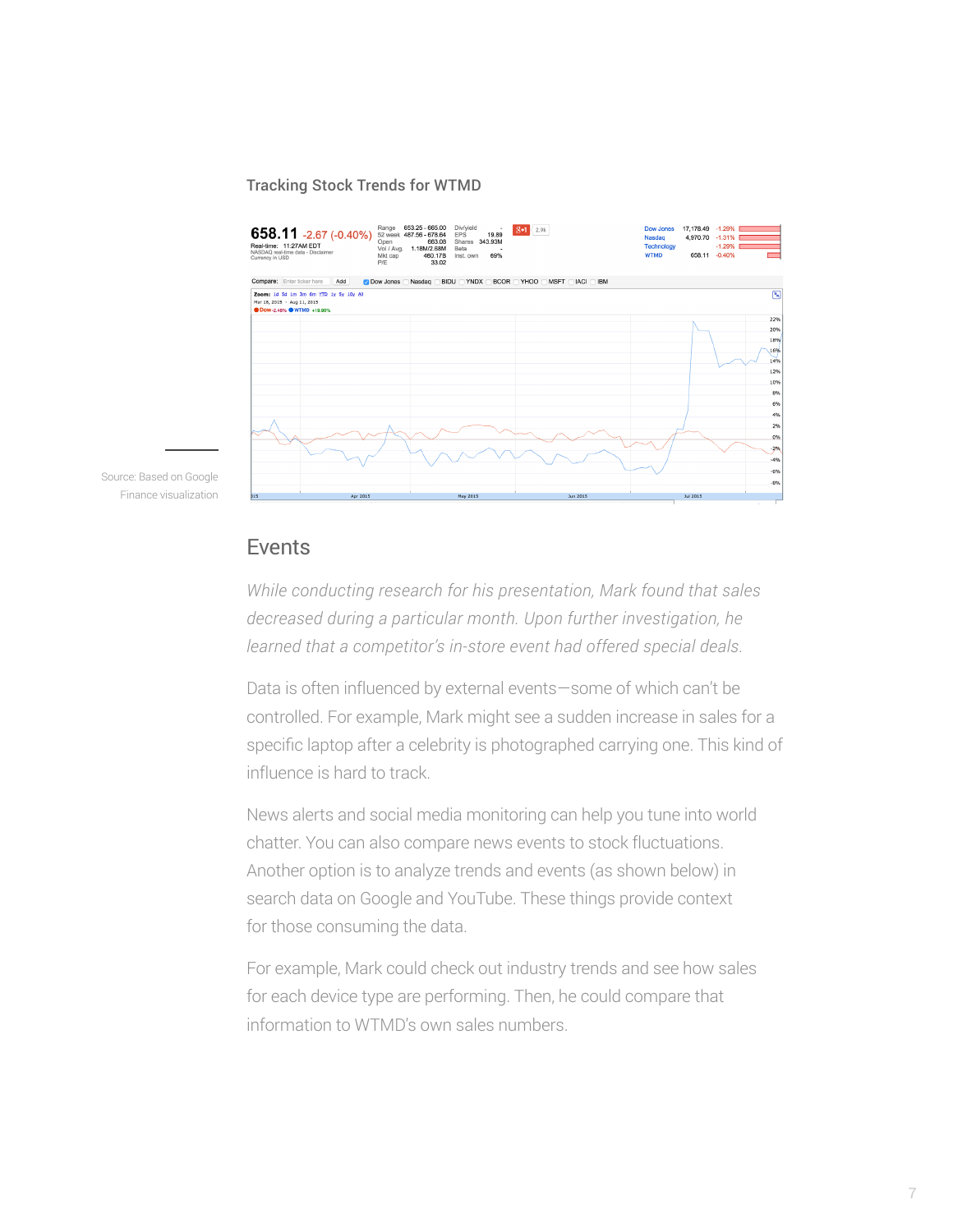Tracking Stock Trends for WTMD

Source: Based on Google Finance visualization

## Events

*While conducting research for his presentation, Mark found that sales decreased during a particular month. Upon further investigation, he learned that a competitor's in-store event had offered special deals.*

Data is often influenced by external events—some of which can't be controlled. For example, Mark might see a sudden increase in sales for a specific laptop after a celebrity is photographed carrying one. This kind of influence is hard to track.

News alerts and social media monitoring can help you tune into world chatter. You can also compare news events to stock fluctuations. Another option is to analyze trends and events (as shown below) in search data on Google and YouTube. These things provide context for those consuming the data.

For example, Mark could check out industry trends and see how sales for each device type are performing. Then, he could compare that information to WTMD's own sales numbers.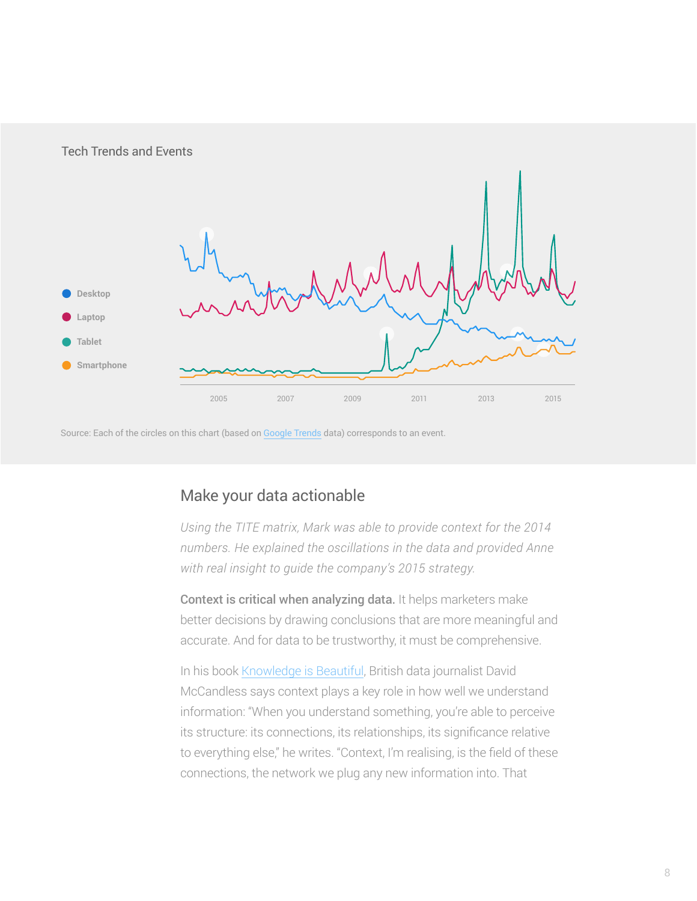Tech Trends and Events

Desktop
Laptop
Tablet
Smartphone

2005 2007 2009 2011 2013 2015

Source: Each of the circles on this chart (based on Google Trends data) corresponds to an event.

## Make your data actionable

*Using the TITE matrix, Mark was able to provide context for the 2014 numbers. He explained the oscillations in the data and provided Anne with real insight to guide the company's 2015 strategy.*

**Context is critical when analyzing data.** It helps marketers make better decisions by drawing conclusions that are more meaningful and accurate. And for data to be trustworthy, it must be comprehensive.

In his book Knowledge is Beautiful, British data journalist David McCandless says context plays a key role in how well we understand information: "When you understand something, you're able to perceive its structure: its connections, its relationships, its significance relative to everything else," he writes. "Context, I'm realising, is the field of these connections, the network we plug any new information into. That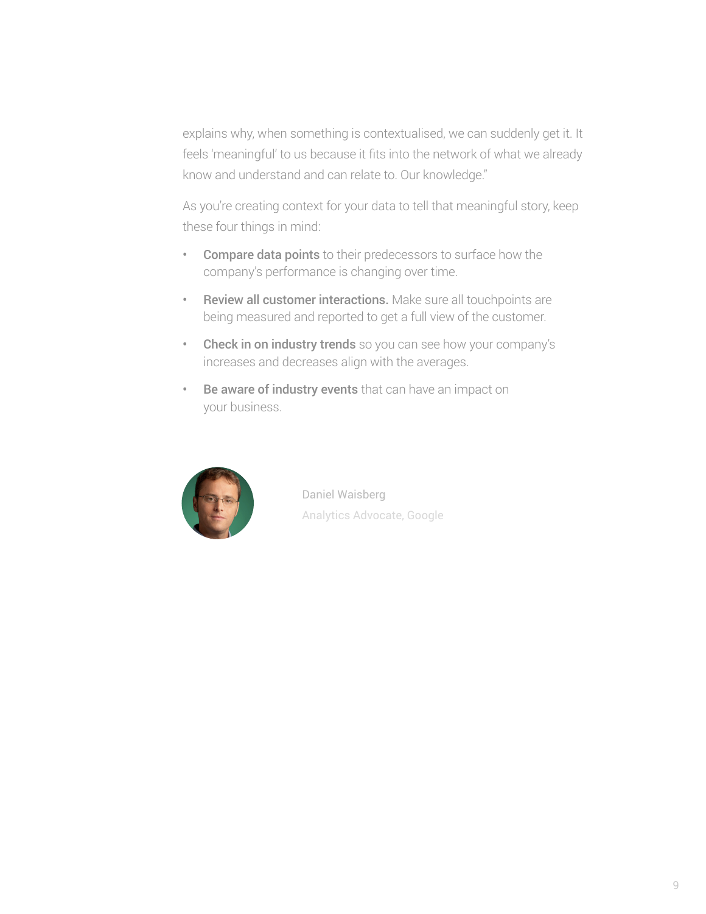explains why, when something is contextualised, we can suddenly get it. It feels 'meaningful' to us because it fits into the network of what we already know and understand and can relate to. Our knowledge."

As you're creating context for your data to tell that meaningful story, keep these four things in mind:

- **Compare data points** to their predecessors to surface how the company's performance is changing over time.
- **Review all customer interactions.** Make sure all touchpoints are being measured and reported to get a full view of the customer.
- **Check in on industry trends** so you can see how your company's increases and decreases align with the averages.
- **Be aware of industry events** that can have an impact on your business.

Daniel Waisberg
Analytics Advocate, Google